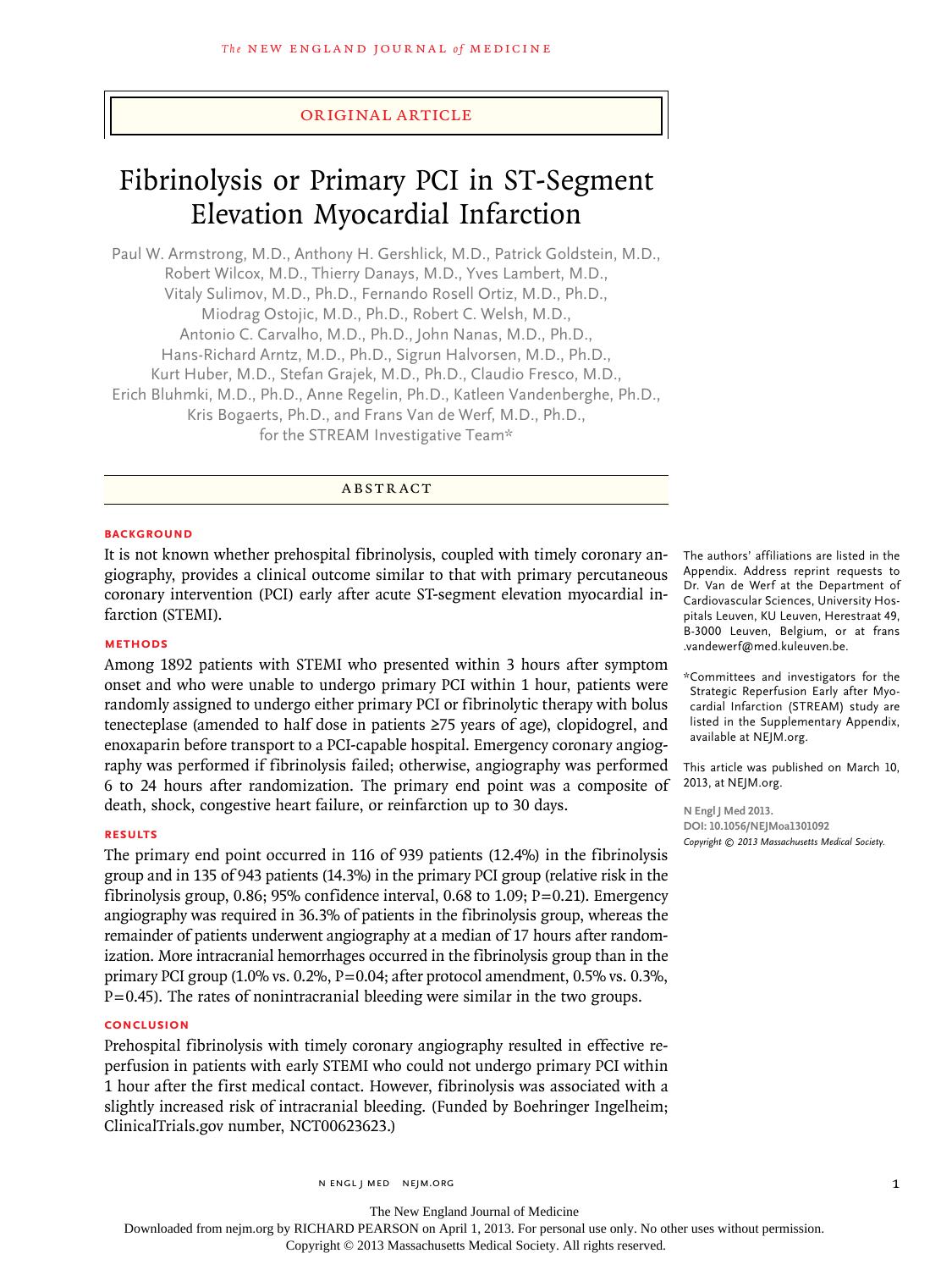ORIGINAL ARTICLE

# Fibrinolysis or Primary PCI in ST-Segment Elevation Myocardial Infarction

Paul W. Armstrong, M.D., Anthony H. Gershlick, M.D., Patrick Goldstein, M.D., Robert Wilcox, M.D., Thierry Danays, M.D., Yves Lambert, M.D., Vitaly Sulimov, M.D., Ph.D., Fernando Rosell Ortiz, M.D., Ph.D., Miodrag Ostojic, M.D., Ph.D., Robert C. Welsh, M.D., Antonio C. Carvalho, M.D., Ph.D., John Nanas, M.D., Ph.D., Hans-Richard Arntz, M.D., Ph.D., Sigrun Halvorsen, M.D., Ph.D., Kurt Huber, M.D., Stefan Grajek, M.D., Ph.D., Claudio Fresco, M.D., Erich Bluhmki, M.D., Ph.D., Anne Regelin, Ph.D., Katleen Vandenberghe, Ph.D., Kris Bogaerts, Ph.D., and Frans Van de Werf, M.D., Ph.D., for the STREAM Investigative Team*

## ABSTRACT

### BACKGROUND

It is not known whether prehospital fibrinolysis, coupled with timely coronary angiography, provides a clinical outcome similar to that with primary percutaneous coronary intervention (PCI) early after acute ST-segment elevation myocardial infarction (STEMI).

### METHODS

Among 1892 patients with STEMI who presented within 3 hours after symptom onset and who were unable to undergo primary PCI within 1 hour, patients were randomly assigned to undergo either primary PCI or fibrinolytic therapy with bolus tenecteplase (amended to half dose in patients ≥75 years of age), clopidogrel, and enoxaparin before transport to a PCI-capable hospital. Emergency coronary angiography was performed if fibrinolysis failed; otherwise, angiography was performed 6 to 24 hours after randomization. The primary end point was a composite of death, shock, congestive heart failure, or reinfarction up to 30 days.

### RESULTS

The primary end point occurred in 116 of 939 patients (12.4%) in the fibrinolysis group and in 135 of 943 patients (14.3%) in the primary PCI group (relative risk in the fibrinolysis group, 0.86; 95% confidence interval, 0.68 to 1.09; P=0.21). Emergency angiography was required in 36.3% of patients in the fibrinolysis group, whereas the remainder of patients underwent angiography at a median of 17 hours after randomization. More intracranial hemorrhages occurred in the fibrinolysis group than in the primary PCI group (1.0% vs. 0.2%, P=0.04; after protocol amendment, 0.5% vs. 0.3%, P=0.45). The rates of nonintracranial bleeding were similar in the two groups.

### CONCLUSION

Prehospital fibrinolysis with timely coronary angiography resulted in effective reperfusion in patients with early STEMI who could not undergo primary PCI within 1 hour after the first medical contact. However, fibrinolysis was associated with a slightly increased risk of intracranial bleeding. (Funded by Boehringer Ingelheim; ClinicalTrials.gov number, NCT00623623.)

The authors' affiliations are listed in the Appendix. Address reprint requests to Dr. Van de Werf at the Department of Cardiovascular Sciences, University Hospitals Leuven, KU Leuven, Herestraat 49, B-3000 Leuven, Belgium, or at frans.vandewerf@med.kuleuven.be.

*Committees and investigators for the Strategic Reperfusion Early after Myocardial Infarction (STREAM) study are listed in the Supplementary Appendix, available at NEJM.org.

This article was published on March 10, 2013, at NEJM.org.

N Engl J Med 2013.
DOI: 10.1056/NEJMoa1301092
Copyright © 2013 Massachusetts Medical Society.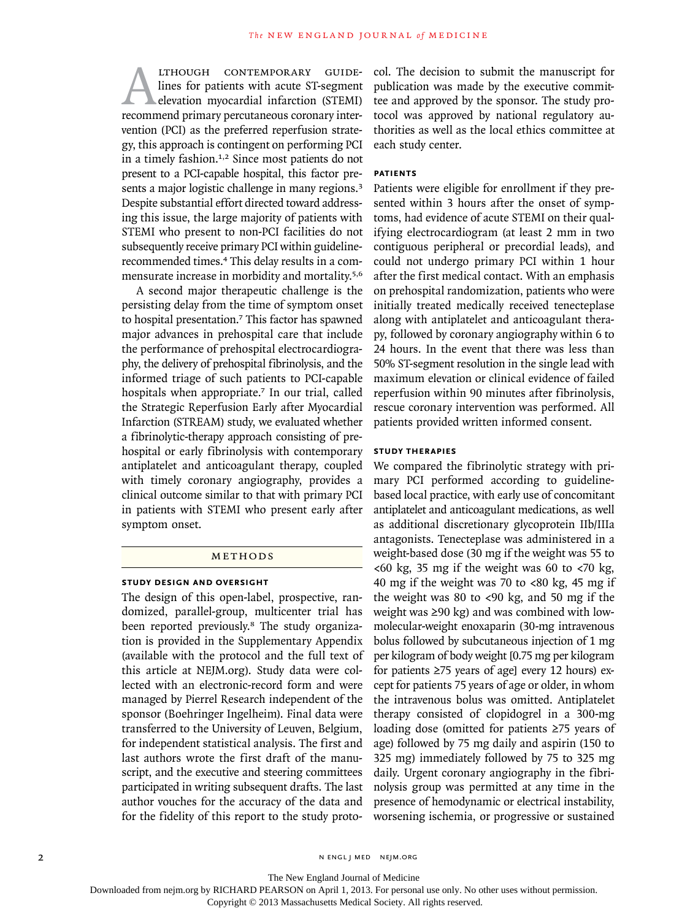Although contemporary guidelines for patients with acute ST-segment elevation myocardial infarction (STEMI) recommend primary percutaneous coronary intervention (PCI) as the preferred reperfusion strategy, this approach is contingent on performing PCI in a timely fashion.[1,2] Since most patients do not present to a PCI-capable hospital, this factor presents a major logistic challenge in many regions.[3] Despite substantial effort directed toward addressing this issue, the large majority of patients with STEMI who present to non-PCI facilities do not subsequently receive primary PCI within guideline-recommended times.[4] This delay results in a commensurate increase in morbidity and mortality.[5,6]

A second major therapeutic challenge is the persisting delay from the time of symptom onset to hospital presentation.[7] This factor has spawned major advances in prehospital care that include the performance of prehospital electrocardiography, the delivery of prehospital fibrinolysis, and the informed triage of such patients to PCI-capable hospitals when appropriate.[7] In our trial, called the Strategic Reperfusion Early after Myocardial Infarction (STREAM) study, we evaluated whether a fibrinolytic-therapy approach consisting of prehospital or early fibrinolysis with contemporary antiplatelet and anticoagulant therapy, coupled with timely coronary angiography, provides a clinical outcome similar to that with primary PCI in patients with STEMI who present early after symptom onset.

## Methods

### Study Design and Oversight

The design of this open-label, prospective, randomized, parallel-group, multicenter trial has been reported previously.[8] The study organization is provided in the Supplementary Appendix (available with the protocol and the full text of this article at NEJM.org). Study data were collected with an electronic-record form and were managed by Pierrel Research independent of the sponsor (Boehringer Ingelheim). Final data were transferred to the University of Leuven, Belgium, for independent statistical analysis. The first and last authors wrote the first draft of the manuscript, and the executive and steering committees participated in writing subsequent drafts. The last author vouches for the accuracy of the data and for the fidelity of this report to the study protocol. The decision to submit the manuscript for publication was made by the executive committee and approved by the sponsor. The study protocol was approved by national regulatory authorities as well as the local ethics committee at each study center.

### Patients

Patients were eligible for enrollment if they presented within 3 hours after the onset of symptoms, had evidence of acute STEMI on their qualifying electrocardiogram (at least 2 mm in two contiguous peripheral or precordial leads), and could not undergo primary PCI within 1 hour after the first medical contact. With an emphasis on prehospital randomization, patients who were initially treated medically received tenecteplase along with antiplatelet and anticoagulant therapy, followed by coronary angiography within 6 to 24 hours. In the event that there was less than 50% ST-segment resolution in the single lead with maximum elevation or clinical evidence of failed reperfusion within 90 minutes after fibrinolysis, rescue coronary intervention was performed. All patients provided written informed consent.

### Study Therapies

We compared the fibrinolytic strategy with primary PCI performed according to guideline-based local practice, with early use of concomitant antiplatelet and anticoagulant medications, as well as additional discretionary glycoprotein IIb/IIIa antagonists. Tenecteplase was administered in a weight-based dose (30 mg if the weight was 55 to <60 kg, 35 mg if the weight was 60 to <70 kg, 40 mg if the weight was 70 to <80 kg, 45 mg if the weight was 80 to <90 kg, and 50 mg if the weight was ≥90 kg) and was combined with low-molecular-weight enoxaparin (30-mg intravenous bolus followed by subcutaneous injection of 1 mg per kilogram of body weight [0.75 mg per kilogram for patients ≥75 years of age] every 12 hours) except for patients 75 years of age or older, in whom the intravenous bolus was omitted. Antiplatelet therapy consisted of clopidogrel in a 300-mg loading dose (omitted for patients ≥75 years of age) followed by 75 mg daily and aspirin (150 to 325 mg) immediately followed by 75 to 325 mg daily. Urgent coronary angiography in the fibrinolysis group was permitted at any time in the presence of hemodynamic or electrical instability, worsening ischemia, or progressive or sustained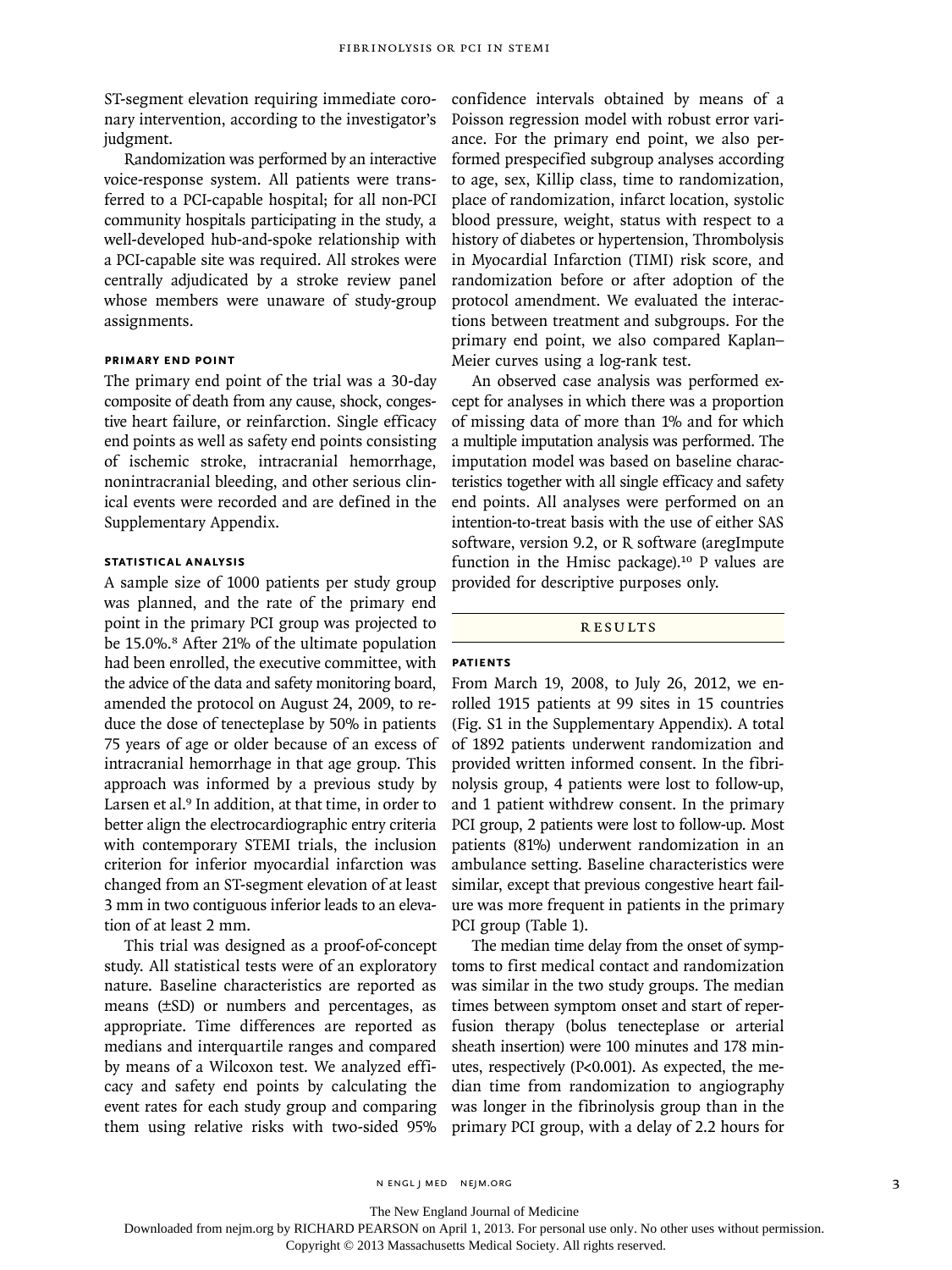ST-segment elevation requiring immediate coronary intervention, according to the investigator's judgment.

Randomization was performed by an interactive voice-response system. All patients were transferred to a PCI-capable hospital; for all non-PCI community hospitals participating in the study, a well-developed hub-and-spoke relationship with a PCI-capable site was required. All strokes were centrally adjudicated by a stroke review panel whose members were unaware of study-group assignments.

### PRIMARY END POINT

The primary end point of the trial was a 30-day composite of death from any cause, shock, congestive heart failure, or reinfarction. Single efficacy end points as well as safety end points consisting of ischemic stroke, intracranial hemorrhage, nonintracranial bleeding, and other serious clinical events were recorded and are defined in the Supplementary Appendix.

### STATISTICAL ANALYSIS

A sample size of 1000 patients per study group was planned, and the rate of the primary end point in the primary PCI group was projected to be 15.0%.[8] After 21% of the ultimate population had been enrolled, the executive committee, with the advice of the data and safety monitoring board, amended the protocol on August 24, 2009, to reduce the dose of tenecteplase by 50% in patients 75 years of age or older because of an excess of intracranial hemorrhage in that age group. This approach was informed by a previous study by Larsen et al.[9] In addition, at that time, in order to better align the electrocardiographic entry criteria with contemporary STEMI trials, the inclusion criterion for inferior myocardial infarction was changed from an ST-segment elevation of at least 3 mm in two contiguous inferior leads to an elevation of at least 2 mm.

This trial was designed as a proof-of-concept study. All statistical tests were of an exploratory nature. Baseline characteristics are reported as means (±SD) or numbers and percentages, as appropriate. Time differences are reported as medians and interquartile ranges and compared by means of a Wilcoxon test. We analyzed efficacy and safety end points by calculating the event rates for each study group and comparing them using relative risks with two-sided 95% confidence intervals obtained by means of a Poisson regression model with robust error variance. For the primary end point, we also performed prespecified subgroup analyses according to age, sex, Killip class, time to randomization, place of randomization, infarct location, systolic blood pressure, weight, status with respect to a history of diabetes or hypertension, Thrombolysis in Myocardial Infarction (TIMI) risk score, and randomization before or after adoption of the protocol amendment. We evaluated the interactions between treatment and subgroups. For the primary end point, we also compared Kaplan–Meier curves using a log-rank test.

An observed case analysis was performed except for analyses in which there was a proportion of missing data of more than 1% and for which a multiple imputation analysis was performed. The imputation model was based on baseline characteristics together with all single efficacy and safety end points. All analyses were performed on an intention-to-treat basis with the use of either SAS software, version 9.2, or R software (aregImpute function in the Hmisc package).[10] P values are provided for descriptive purposes only.

## RESULTS

### PATIENTS

From March 19, 2008, to July 26, 2012, we enrolled 1915 patients at 99 sites in 15 countries (Fig. S1 in the Supplementary Appendix). A total of 1892 patients underwent randomization and provided written informed consent. In the fibrinolysis group, 4 patients were lost to follow-up, and 1 patient withdrew consent. In the primary PCI group, 2 patients were lost to follow-up. Most patients (81%) underwent randomization in an ambulance setting. Baseline characteristics were similar, except that previous congestive heart failure was more frequent in patients in the primary PCI group (Table 1).

The median time delay from the onset of symptoms to first medical contact and randomization was similar in the two study groups. The median times between symptom onset and start of reperfusion therapy (bolus tenecteplase or arterial sheath insertion) were 100 minutes and 178 minutes, respectively ($P<0.001$). As expected, the median time from randomization to angiography was longer in the fibrinolysis group than in the primary PCI group, with a delay of 2.2 hours for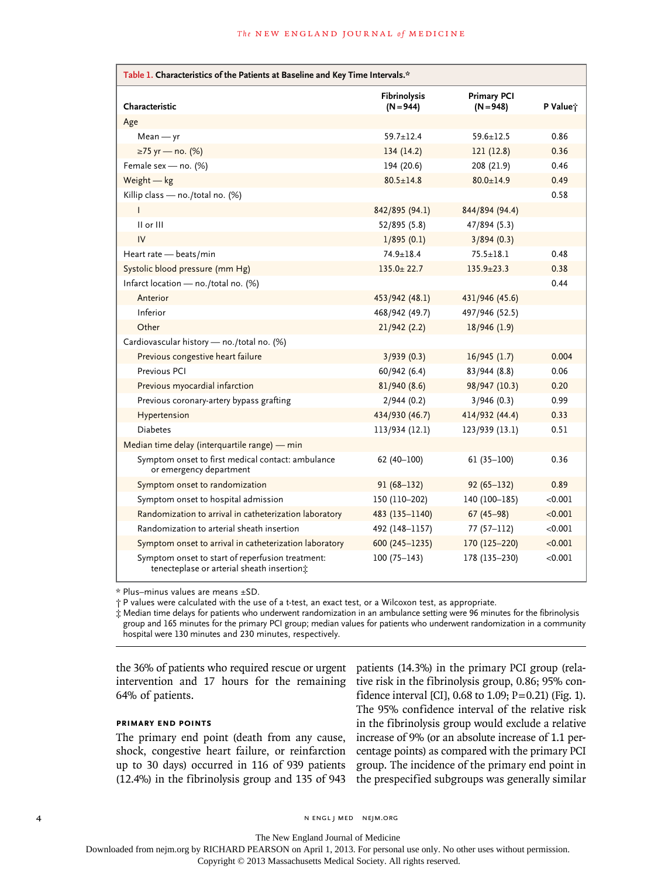**Table 1. Characteristics of the Patients at Baseline and Key Time Intervals.***

| Characteristic | Fibrinolysis (N=944) | Primary PCI (N=948) | P Value† |
|---|---|---|---|
| Age | | | |
| Mean — yr | 59.7±12.4 | 59.6±12.5 | 0.86 |
| ≥75 yr — no. (%) | 134 (14.2) | 121 (12.8) | 0.36 |
| Female sex — no. (%) | 194 (20.6) | 208 (21.9) | 0.46 |
| Weight — kg | 80.5±14.8 | 80.0±14.9 | 0.49 |
| Killip class — no./total no. (%) | | | 0.58 |
| I | 842/895 (94.1) | 844/894 (94.4) | |
| II or III | 52/895 (5.8) | 47/894 (5.3) | |
| IV | 1/895 (0.1) | 3/894 (0.3) | |
| Heart rate — beats/min | 74.9±18.4 | 75.5±18.1 | 0.48 |
| Systolic blood pressure (mm Hg) | 135.0± 22.7 | 135.9±23.3 | 0.38 |
| Infarct location — no./total no. (%) | | | 0.44 |
| Anterior | 453/942 (48.1) | 431/946 (45.6) | |
| Inferior | 468/942 (49.7) | 497/946 (52.5) | |
| Other | 21/942 (2.2) | 18/946 (1.9) | |
| Cardiovascular history — no./total no. (%) | | | |
| Previous congestive heart failure | 3/939 (0.3) | 16/945 (1.7) | 0.004 |
| Previous PCI | 60/942 (6.4) | 83/944 (8.8) | 0.06 |
| Previous myocardial infarction | 81/940 (8.6) | 98/947 (10.3) | 0.20 |
| Previous coronary-artery bypass grafting | 2/944 (0.2) | 3/946 (0.3) | 0.99 |
| Hypertension | 434/930 (46.7) | 414/932 (44.4) | 0.33 |
| Diabetes | 113/934 (12.1) | 123/939 (13.1) | 0.51 |
| Median time delay (interquartile range) — min | | | |
| Symptom onset to first medical contact: ambulance or emergency department | 62 (40–100) | 61 (35–100) | 0.36 |
| Symptom onset to randomization | 91 (68–132) | 92 (65–132) | 0.89 |
| Symptom onset to hospital admission | 150 (110–202) | 140 (100–185) | <0.001 |
| Randomization to arrival in catheterization laboratory | 483 (135–1140) | 67 (45–98) | <0.001 |
| Randomization to arterial sheath insertion | 492 (148–1157) | 77 (57–112) | <0.001 |
| Symptom onset to arrival in catheterization laboratory | 600 (245–1235) | 170 (125–220) | <0.001 |
| Symptom onset to start of reperfusion treatment: tenecteplase or arterial sheath insertion‡ | 100 (75–143) | 178 (135–230) | <0.001 |

\* Plus–minus values are means ±SD.

† P values were calculated with the use of a t-test, an exact test, or a Wilcoxon test, as appropriate.

‡ Median time delays for patients who underwent randomization in an ambulance setting were 96 minutes for the fibrinolysis group and 165 minutes for the primary PCI group; median values for patients who underwent randomization in a community hospital were 130 minutes and 230 minutes, respectively.

the 36% of patients who required rescue or urgent intervention and 17 hours for the remaining 64% of patients.

### PRIMARY END POINTS

The primary end point (death from any cause, shock, congestive heart failure, or reinfarction up to 30 days) occurred in 116 of 939 patients (12.4%) in the fibrinolysis group and 135 of 943 patients (14.3%) in the primary PCI group (relative risk in the fibrinolysis group, 0.86; 95% confidence interval [CI], 0.68 to 1.09; P=0.21) (Fig. 1). The 95% confidence interval of the relative risk in the fibrinolysis group would exclude a relative increase of 9% (or an absolute increase of 1.1 percentage points) as compared with the primary PCI group. The incidence of the primary end point in the prespecified subgroups was generally similar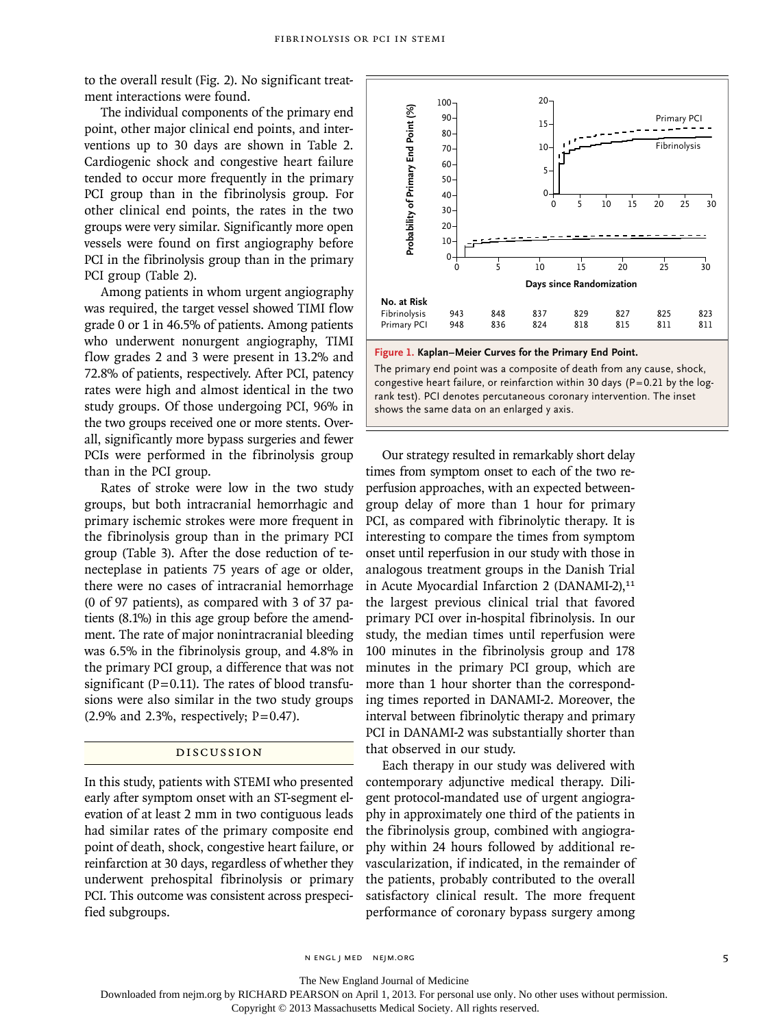to the overall result (Fig. 2). No significant treatment interactions were found.

The individual components of the primary end point, other major clinical end points, and interventions up to 30 days are shown in Table 2. Cardiogenic shock and congestive heart failure tended to occur more frequently in the primary PCI group than in the fibrinolysis group. For other clinical end points, the rates in the two groups were very similar. Significantly more open vessels were found on first angiography before PCI in the fibrinolysis group than in the primary PCI group (Table 2).

Among patients in whom urgent angiography was required, the target vessel showed TIMI flow grade 0 or 1 in 46.5% of patients. Among patients who underwent nonurgent angiography, TIMI flow grades 2 and 3 were present in 13.2% and 72.8% of patients, respectively. After PCI, patency rates were high and almost identical in the two study groups. Of those undergoing PCI, 96% in the two groups received one or more stents. Overall, significantly more bypass surgeries and fewer PCIs were performed in the fibrinolysis group than in the PCI group.

Rates of stroke were low in the two study groups, but both intracranial hemorrhagic and primary ischemic strokes were more frequent in the fibrinolysis group than in the primary PCI group (Table 3). After the dose reduction of tenecteplase in patients 75 years of age or older, there were no cases of intracranial hemorrhage (0 of 97 patients), as compared with 3 of 37 patients (8.1%) in this age group before the amendment. The rate of major nonintracranial bleeding was 6.5% in the fibrinolysis group, and 4.8% in the primary PCI group, a difference that was not significant (P=0.11). The rates of blood transfusions were also similar in the two study groups (2.9% and 2.3%, respectively; P=0.47).

| No. at Risk | 0 | 5 | 10 | 15 | 20 | 25 | 30 |
|---|---|---|---|---|---|---|---|
| Fibrinolysis | 943 | 848 | 837 | 829 | 827 | 825 | 823 |
| Primary PCI | 948 | 836 | 824 | 818 | 815 | 811 | 811 |

**Figure 1. Kaplan–Meier Curves for the Primary End Point.**

The primary end point was a composite of death from any cause, shock, congestive heart failure, or reinfarction within 30 days (P=0.21 by the log-rank test). PCI denotes percutaneous coronary intervention. The inset shows the same data on an enlarged y axis.

## DISCUSSION

In this study, patients with STEMI who presented early after symptom onset with an ST-segment elevation of at least 2 mm in two contiguous leads had similar rates of the primary composite end point of death, shock, congestive heart failure, or reinfarction at 30 days, regardless of whether they underwent prehospital fibrinolysis or primary PCI. This outcome was consistent across prespecified subgroups.

Our strategy resulted in remarkably short delay times from symptom onset to each of the two reperfusion approaches, with an expected between-group delay of more than 1 hour for primary PCI, as compared with fibrinolytic therapy. It is interesting to compare the times from symptom onset until reperfusion in our study with those in analogous treatment groups in the Danish Trial in Acute Myocardial Infarction 2 (DANAMI-2),[11] the largest previous clinical trial that favored primary PCI over in-hospital fibrinolysis. In our study, the median times until reperfusion were 100 minutes in the fibrinolysis group and 178 minutes in the primary PCI group, which are more than 1 hour shorter than the corresponding times reported in DANAMI-2. Moreover, the interval between fibrinolytic therapy and primary PCI in DANAMI-2 was substantially shorter than that observed in our study.

Each therapy in our study was delivered with contemporary adjunctive medical therapy. Diligent protocol-mandated use of urgent angiography in approximately one third of the patients in the fibrinolysis group, combined with angiography within 24 hours followed by additional revascularization, if indicated, in the remainder of the patients, probably contributed to the overall satisfactory clinical result. The more frequent performance of coronary bypass surgery among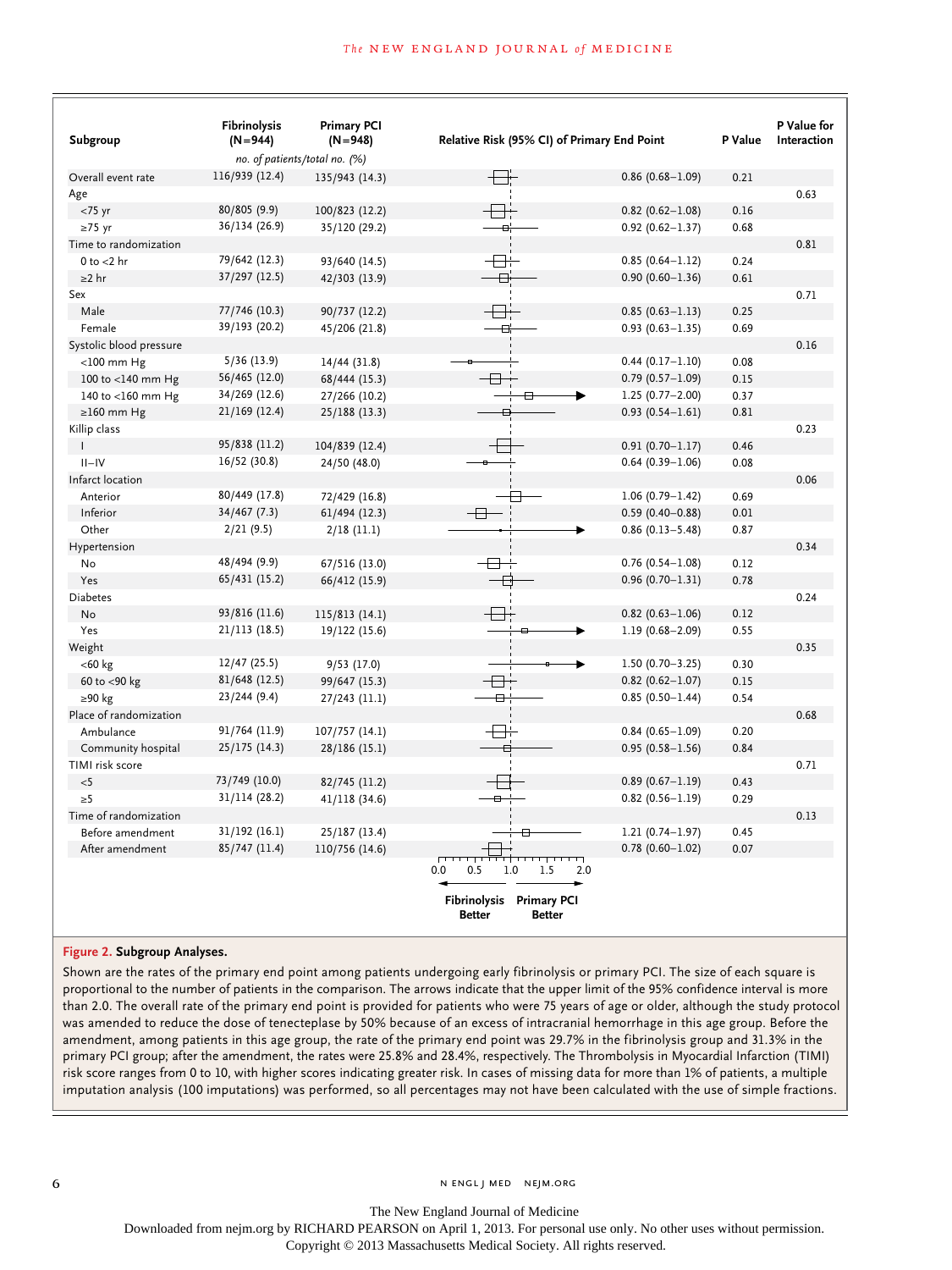| Subgroup | Fibrinolysis (N=944) | Primary PCI (N=948) | Relative Risk (95% CI) of Primary End Point | P Value | P Value for Interaction |
|---|---|---|---|---|---|
| | no. of patients/total no. (%) | | | | |
| Overall event rate | 116/939 (12.4) | 135/943 (14.3) | 0.86 (0.68–1.09) | 0.21 | |
| Age | | | | | 0.63 |
| <75 yr | 80/805 (9.9) | 100/823 (12.2) | 0.82 (0.62–1.08) | 0.16 | |
| ≥75 yr | 36/134 (26.9) | 35/120 (29.2) | 0.92 (0.62–1.37) | 0.68 | |
| Time to randomization | | | | | 0.81 |
| 0 to <2 hr | 79/642 (12.3) | 93/640 (14.5) | 0.85 (0.64–1.12) | 0.24 | |
| ≥2 hr | 37/297 (12.5) | 42/303 (13.9) | 0.90 (0.60–1.36) | 0.61 | |
| Sex | | | | | 0.71 |
| Male | 77/746 (10.3) | 90/737 (12.2) | 0.85 (0.63–1.13) | 0.25 | |
| Female | 39/193 (20.2) | 45/206 (21.8) | 0.93 (0.63–1.35) | 0.69 | |
| Systolic blood pressure | | | | | 0.16 |
| <100 mm Hg | 5/36 (13.9) | 14/44 (31.8) | 0.44 (0.17–1.10) | 0.08 | |
| 100 to <140 mm Hg | 56/465 (12.0) | 68/444 (15.3) | 0.79 (0.57–1.09) | 0.15 | |
| 140 to <160 mm Hg | 34/269 (12.6) | 27/266 (10.2) | 1.25 (0.77–2.00) | 0.37 | |
| ≥160 mm Hg | 21/169 (12.4) | 25/188 (13.3) | 0.93 (0.54–1.61) | 0.81 | |
| Killip class | | | | | 0.23 |
| I | 95/838 (11.2) | 104/839 (12.4) | 0.91 (0.70–1.17) | 0.46 | |
| II–IV | 16/52 (30.8) | 24/50 (48.0) | 0.64 (0.39–1.06) | 0.08 | |
| Infarct location | | | | | 0.06 |
| Anterior | 80/449 (17.8) | 72/429 (16.8) | 1.06 (0.79–1.42) | 0.69 | |
| Inferior | 34/467 (7.3) | 61/494 (12.3) | 0.59 (0.40–0.88) | 0.01 | |
| Other | 2/21 (9.5) | 2/18 (11.1) | 0.86 (0.13–5.48) | 0.87 | |
| Hypertension | | | | | 0.34 |
| No | 48/494 (9.9) | 67/516 (13.0) | 0.76 (0.54–1.08) | 0.12 | |
| Yes | 65/431 (15.2) | 66/412 (15.9) | 0.96 (0.70–1.31) | 0.78 | |
| Diabetes | | | | | 0.24 |
| No | 93/816 (11.6) | 115/813 (14.1) | 0.82 (0.63–1.06) | 0.12 | |
| Yes | 21/113 (18.5) | 19/122 (15.6) | 1.19 (0.68–2.09) | 0.55 | |
| Weight | | | | | 0.35 |
| <60 kg | 12/47 (25.5) | 9/53 (17.0) | 1.50 (0.70–3.25) | 0.30 | |
| 60 to <90 kg | 81/648 (12.5) | 99/647 (15.3) | 0.82 (0.62–1.07) | 0.15 | |
| ≥90 kg | 23/244 (9.4) | 27/243 (11.1) | 0.85 (0.50–1.44) | 0.54 | |
| Place of randomization | | | | | 0.68 |
| Ambulance | 91/764 (11.9) | 107/757 (14.1) | 0.84 (0.65–1.09) | 0.20 | |
| Community hospital | 25/175 (14.3) | 28/186 (15.1) | 0.95 (0.58–1.56) | 0.84 | |
| TIMI risk score | | | | | 0.71 |
| <5 | 73/749 (10.0) | 82/745 (11.2) | 0.89 (0.67–1.19) | 0.43 | |
| ≥5 | 31/114 (28.2) | 41/118 (34.6) | 0.82 (0.56–1.19) | 0.29 | |
| Time of randomization | | | | | 0.13 |
| Before amendment | 31/192 (16.1) | 25/187 (13.4) | 1.21 (0.74–1.97) | 0.45 | |
| After amendment | 85/747 (11.4) | 110/756 (14.6) | 0.78 (0.60–1.02) | 0.07 | |

(Axis: 0.0, 0.5, 1.0, 1.5, 2.0 — ← Fibrinolysis Better | Primary PCI Better →)

**Figure 2. Subgroup Analyses.**

Shown are the rates of the primary end point among patients undergoing early fibrinolysis or primary PCI. The size of each square is proportional to the number of patients in the comparison. The arrows indicate that the upper limit of the 95% confidence interval is more than 2.0. The overall rate of the primary end point is provided for patients who were 75 years of age or older, although the study protocol was amended to reduce the dose of tenecteplase by 50% because of an excess of intracranial hemorrhage in this age group. Before the amendment, among patients in this age group, the rate of the primary end point was 29.7% in the fibrinolysis group and 31.3% in the primary PCI group; after the amendment, the rates were 25.8% and 28.4%, respectively. The Thrombolysis in Myocardial Infarction (TIMI) risk score ranges from 0 to 10, with higher scores indicating greater risk. In cases of missing data for more than 1% of patients, a multiple imputation analysis (100 imputations) was performed, so all percentages may not have been calculated with the use of simple fractions.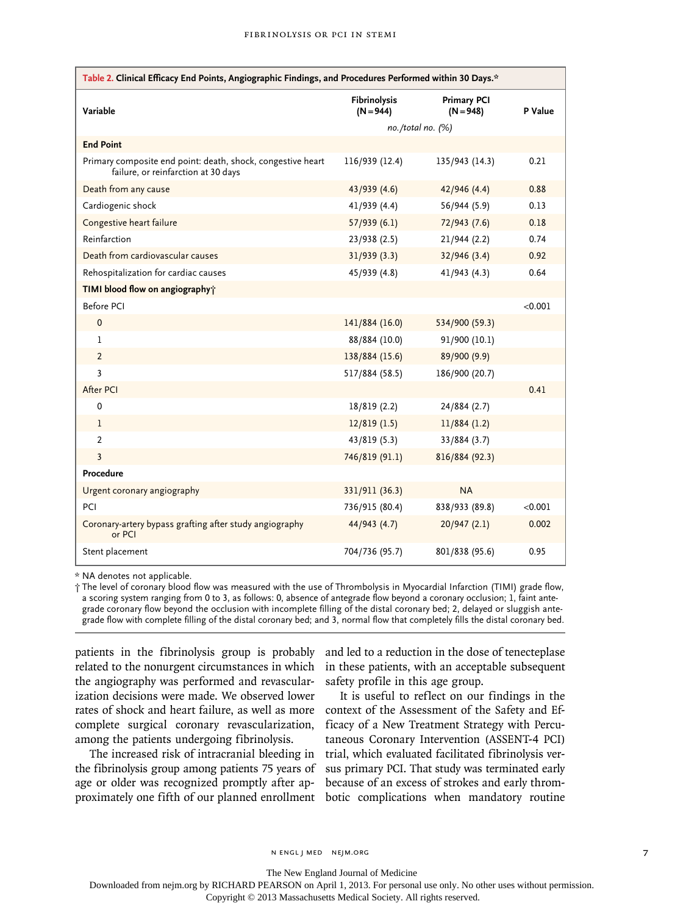**Table 2. Clinical Efficacy End Points, Angiographic Findings, and Procedures Performed within 30 Days.***

| Variable | Fibrinolysis (N = 944) | Primary PCI (N = 948) | P Value |
|---|---|---|---|
| | *no./total no. (%)* | | |
| **End Point** | | | |
| Primary composite end point: death, shock, congestive heart failure, or reinfarction at 30 days | 116/939 (12.4) | 135/943 (14.3) | 0.21 |
| Death from any cause | 43/939 (4.6) | 42/946 (4.4) | 0.88 |
| Cardiogenic shock | 41/939 (4.4) | 56/944 (5.9) | 0.13 |
| Congestive heart failure | 57/939 (6.1) | 72/943 (7.6) | 0.18 |
| Reinfarction | 23/938 (2.5) | 21/944 (2.2) | 0.74 |
| Death from cardiovascular causes | 31/939 (3.3) | 32/946 (3.4) | 0.92 |
| Rehospitalization for cardiac causes | 45/939 (4.8) | 41/943 (4.3) | 0.64 |
| **TIMI blood flow on angiography†** | | | |
| Before PCI | | | <0.001 |
| 0 | 141/884 (16.0) | 534/900 (59.3) | |
| 1 | 88/884 (10.0) | 91/900 (10.1) | |
| 2 | 138/884 (15.6) | 89/900 (9.9) | |
| 3 | 517/884 (58.5) | 186/900 (20.7) | |
| After PCI | | | 0.41 |
| 0 | 18/819 (2.2) | 24/884 (2.7) | |
| 1 | 12/819 (1.5) | 11/884 (1.2) | |
| 2 | 43/819 (5.3) | 33/884 (3.7) | |
| 3 | 746/819 (91.1) | 816/884 (92.3) | |
| **Procedure** | | | |
| Urgent coronary angiography | 331/911 (36.3) | NA | |
| PCI | 736/915 (80.4) | 838/933 (89.8) | <0.001 |
| Coronary-artery bypass grafting after study angiography or PCI | 44/943 (4.7) | 20/947 (2.1) | 0.002 |
| Stent placement | 704/736 (95.7) | 801/838 (95.6) | 0.95 |

\* NA denotes not applicable.

† The level of coronary blood flow was measured with the use of Thrombolysis in Myocardial Infarction (TIMI) grade flow, a scoring system ranging from 0 to 3, as follows: 0, absence of antegrade flow beyond a coronary occlusion; 1, faint antegrade coronary flow beyond the occlusion with incomplete filling of the distal coronary bed; 2, delayed or sluggish antegrade flow with complete filling of the distal coronary bed; and 3, normal flow that completely fills the distal coronary bed.

patients in the fibrinolysis group is probably related to the nonurgent circumstances in which the angiography was performed and revascularization decisions were made. We observed lower rates of shock and heart failure, as well as more complete surgical coronary revascularization, among the patients undergoing fibrinolysis.

The increased risk of intracranial bleeding in the fibrinolysis group among patients 75 years of age or older was recognized promptly after approximately one fifth of our planned enrollment and led to a reduction in the dose of tenecteplase in these patients, with an acceptable subsequent safety profile in this age group.

It is useful to reflect on our findings in the context of the Assessment of the Safety and Efficacy of a New Treatment Strategy with Percutaneous Coronary Intervention (ASSENT-4 PCI) trial, which evaluated facilitated fibrinolysis versus primary PCI. That study was terminated early because of an excess of strokes and early thrombotic complications when mandatory routine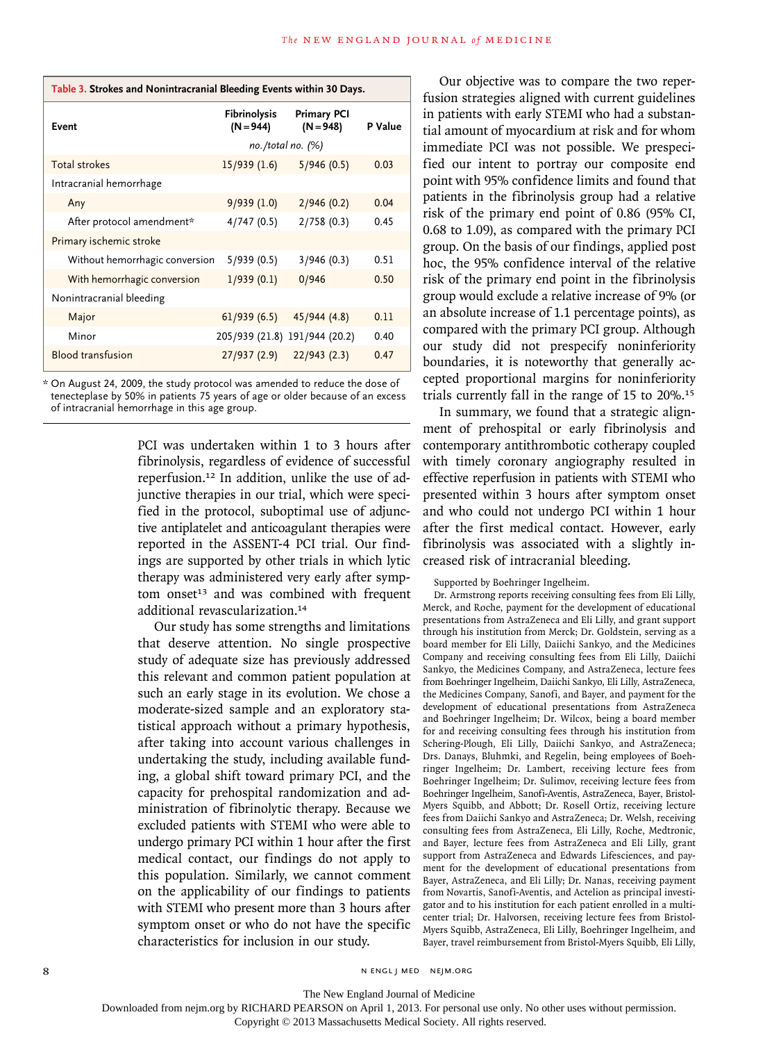**Table 3. Strokes and Nonintracranial Bleeding Events within 30 Days.**

| Event | Fibrinolysis (N=944) | Primary PCI (N=948) | P Value |
|---|---|---|---|
| | *no./total no. (%)* | | |
| Total strokes | 15/939 (1.6) | 5/946 (0.5) | 0.03 |
| Intracranial hemorrhage | | | |
| Any | 9/939 (1.0) | 2/946 (0.2) | 0.04 |
| After protocol amendment* | 4/747 (0.5) | 2/758 (0.3) | 0.45 |
| Primary ischemic stroke | | | |
| Without hemorrhagic conversion | 5/939 (0.5) | 3/946 (0.3) | 0.51 |
| With hemorrhagic conversion | 1/939 (0.1) | 0/946 | 0.50 |
| Nonintracranial bleeding | | | |
| Major | 61/939 (6.5) | 45/944 (4.8) | 0.11 |
| Minor | 205/939 (21.8) | 191/944 (20.2) | 0.40 |
| Blood transfusion | 27/937 (2.9) | 22/943 (2.3) | 0.47 |

\* On August 24, 2009, the study protocol was amended to reduce the dose of tenecteplase by 50% in patients 75 years of age or older because of an excess of intracranial hemorrhage in this age group.

PCI was undertaken within 1 to 3 hours after fibrinolysis, regardless of evidence of successful reperfusion.[12] In addition, unlike the use of adjunctive therapies in our trial, which were specified in the protocol, suboptimal use of adjunctive antiplatelet and anticoagulant therapies were reported in the ASSENT-4 PCI trial. Our findings are supported by other trials in which lytic therapy was administered very early after symptom onset[13] and was combined with frequent additional revascularization.[14]

Our study has some strengths and limitations that deserve attention. No single prospective study of adequate size has previously addressed this relevant and common patient population at such an early stage in its evolution. We chose a moderate-sized sample and an exploratory statistical approach without a primary hypothesis, after taking into account various challenges in undertaking the study, including available funding, a global shift toward primary PCI, and the capacity for prehospital randomization and administration of fibrinolytic therapy. Because we excluded patients with STEMI who were able to undergo primary PCI within 1 hour after the first medical contact, our findings do not apply to this population. Similarly, we cannot comment on the applicability of our findings to patients with STEMI who present more than 3 hours after symptom onset or who do not have the specific characteristics for inclusion in our study.

Our objective was to compare the two reperfusion strategies aligned with current guidelines in patients with early STEMI who had a substantial amount of myocardium at risk and for whom immediate PCI was not possible. We prespecified our intent to portray our composite end point with 95% confidence limits and found that patients in the fibrinolysis group had a relative risk of the primary end point of 0.86 (95% CI, 0.68 to 1.09), as compared with the primary PCI group. On the basis of our findings, applied post hoc, the 95% confidence interval of the relative risk of the primary end point in the fibrinolysis group would exclude a relative increase of 9% (or an absolute increase of 1.1 percentage points), as compared with the primary PCI group. Although our study did not prespecify noninferiority boundaries, it is noteworthy that generally accepted proportional margins for noninferiority trials currently fall in the range of 15 to 20%.[15]

In summary, we found that a strategic alignment of prehospital or early fibrinolysis and contemporary antithrombotic cotherapy coupled with timely coronary angiography resulted in effective reperfusion in patients with STEMI who presented within 3 hours after symptom onset and who could not undergo PCI within 1 hour after the first medical contact. However, early fibrinolysis was associated with a slightly increased risk of intracranial bleeding.

Supported by Boehringer Ingelheim.

Dr. Armstrong reports receiving consulting fees from Eli Lilly, Merck, and Roche, payment for the development of educational presentations from AstraZeneca and Eli Lilly, and grant support through his institution from Merck; Dr. Goldstein, serving as a board member for Eli Lilly, Daiichi Sankyo, and the Medicines Company and receiving consulting fees from Eli Lilly, Daiichi Sankyo, the Medicines Company, and AstraZeneca, lecture fees from Boehringer Ingelheim, Daiichi Sankyo, Eli Lilly, AstraZeneca, the Medicines Company, Sanofi, and Bayer, and payment for the development of educational presentations from AstraZeneca and Boehringer Ingelheim; Dr. Wilcox, being a board member for and receiving consulting fees through his institution from Schering-Plough, Eli Lilly, Daiichi Sankyo, and AstraZeneca; Drs. Danays, Bluhmki, and Regelin, being employees of Boehringer Ingelheim; Dr. Lambert, receiving lecture fees from Boehringer Ingelheim; Dr. Sulimov, receiving lecture fees from Boehringer Ingelheim, Sanofi-Aventis, AstraZeneca, Bayer, Bristol-Myers Squibb, and Abbott; Dr. Rosell Ortiz, receiving lecture fees from Daiichi Sankyo and AstraZeneca; Dr. Welsh, receiving consulting fees from AstraZeneca, Eli Lilly, Roche, Medtronic, and Bayer, lecture fees from AstraZeneca and Eli Lilly, grant support from AstraZeneca and Edwards Lifesciences, and payment for the development of educational presentations from Bayer, AstraZeneca, and Eli Lilly; Dr. Nanas, receiving payment from Novartis, Sanofi-Aventis, and Actelion as principal investigator and to his institution for each patient enrolled in a multicenter trial; Dr. Halvorsen, receiving lecture fees from Bristol-Myers Squibb, AstraZeneca, Eli Lilly, Boehringer Ingelheim, and Bayer, travel reimbursement from Bristol-Myers Squibb, Eli Lilly,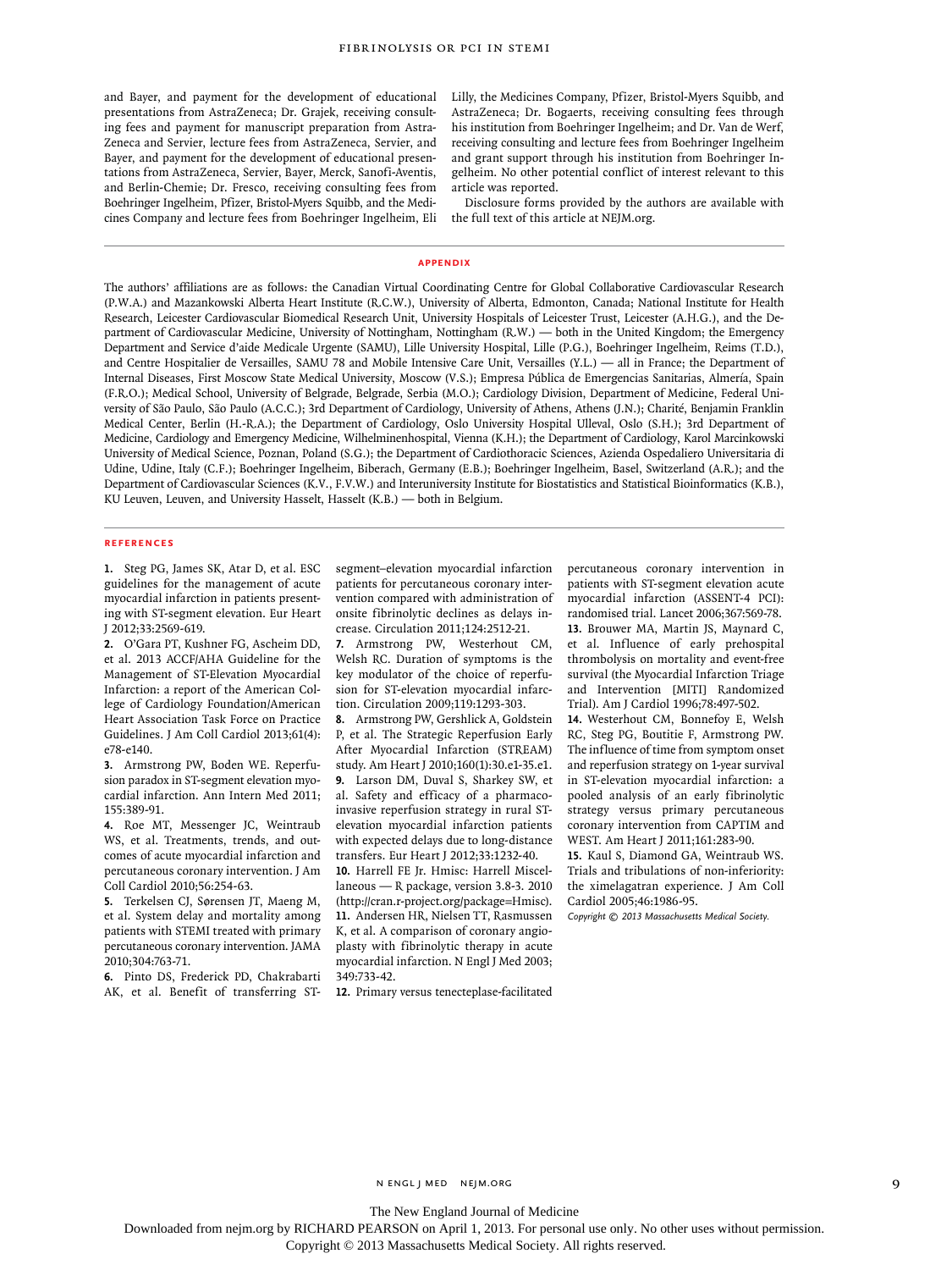and Bayer, and payment for the development of educational presentations from AstraZeneca; Dr. Grajek, receiving consulting fees and payment for manuscript preparation from AstraZeneca and Servier, lecture fees from AstraZeneca, Servier, and Bayer, and payment for the development of educational presentations from AstraZeneca, Servier, Bayer, Merck, Sanofi-Aventis, and Berlin-Chemie; Dr. Fresco, receiving consulting fees from Boehringer Ingelheim, Pfizer, Bristol-Myers Squibb, and the Medicines Company and lecture fees from Boehringer Ingelheim, Eli Lilly, the Medicines Company, Pfizer, Bristol-Myers Squibb, and AstraZeneca; Dr. Bogaerts, receiving consulting fees through his institution from Boehringer Ingelheim; and Dr. Van de Werf, receiving consulting and lecture fees from Boehringer Ingelheim and grant support through his institution from Boehringer Ingelheim. No other potential conflict of interest relevant to this article was reported.

Disclosure forms provided by the authors are available with the full text of this article at NEJM.org.

## Appendix

The authors' affiliations are as follows: the Canadian Virtual Coordinating Centre for Global Collaborative Cardiovascular Research (P.W.A.) and Mazankowski Alberta Heart Institute (R.C.W.), University of Alberta, Edmonton, Canada; National Institute for Health Research, Leicester Cardiovascular Biomedical Research Unit, University Hospitals of Leicester Trust, Leicester (A.H.G.), and the Department of Cardiovascular Medicine, University of Nottingham, Nottingham (R.W.) — both in the United Kingdom; the Emergency Department and Service d'aide Medicale Urgente (SAMU), Lille University Hospital, Lille (P.G.), Boehringer Ingelheim, Reims (T.D.), and Centre Hospitalier de Versailles, SAMU 78 and Mobile Intensive Care Unit, Versailles (Y.L.) — all in France; the Department of Internal Diseases, First Moscow State Medical University, Moscow (V.S.); Empresa Pública de Emergencias Sanitarias, Almería, Spain (F.R.O.); Medical School, University of Belgrade, Belgrade, Serbia (M.O.); Cardiology Division, Department of Medicine, Federal University of São Paulo, São Paulo (A.C.C.); 3rd Department of Cardiology, University of Athens, Athens (J.N.); Charité, Benjamin Franklin Medical Center, Berlin (H.-R.A.); the Department of Cardiology, Oslo University Hospital Ulleval, Oslo (S.H.); 3rd Department of Medicine, Cardiology and Emergency Medicine, Wilhelminenhospital, Vienna (K.H.); the Department of Cardiology, Karol Marcinkowski University of Medical Science, Poznan, Poland (S.G.); the Department of Cardiothoracic Sciences, Azienda Ospedaliero Universitaria di Udine, Udine, Italy (C.F.); Boehringer Ingelheim, Biberach, Germany (E.B.); Boehringer Ingelheim, Basel, Switzerland (A.R.); and the Department of Cardiovascular Sciences (K.V., F.W.V.) and Interuniversity Institute for Biostatistics and Statistical Bioinformatics (K.B.), KU Leuven, Leuven, and University Hasselt, Hasselt (K.B.) — both in Belgium.

## References

1. Steg PG, James SK, Atar D, et al. ESC guidelines for the management of acute myocardial infarction in patients presenting with ST-segment elevation. Eur Heart J 2012;33:2569-619.
2. O'Gara PT, Kushner FG, Ascheim DD, et al. 2013 ACCF/AHA Guideline for the Management of ST-Elevation Myocardial Infarction: a report of the American College of Cardiology Foundation/American Heart Association Task Force on Practice Guidelines. J Am Coll Cardiol 2013;61(4):e78-e140.
3. Armstrong PW, Boden WE. Reperfusion paradox in ST-segment elevation myocardial infarction. Ann Intern Med 2011;155:389-91.
4. Roe MT, Messenger JC, Weintraub WS, et al. Treatments, trends, and outcomes of acute myocardial infarction and percutaneous coronary intervention. J Am Coll Cardiol 2010;56:254-63.
5. Terkelsen CJ, Sørensen JT, Maeng M, et al. System delay and mortality among patients with STEMI treated with primary percutaneous coronary intervention. JAMA 2010;304:763-71.
6. Pinto DS, Frederick PD, Chakrabarti AK, et al. Benefit of transferring ST-segment–elevation myocardial infarction patients for percutaneous coronary intervention compared with administration of onsite fibrinolytic declines as delays increase. Circulation 2011;124:2512-21.
7. Armstrong PW, Westerhout CM, Welsh RC. Duration of symptoms is the key modulator of the choice of reperfusion for ST-elevation myocardial infarction. Circulation 2009;119:1293-303.
8. Armstrong PW, Gershlick A, Goldstein P, et al. The Strategic Reperfusion Early After Myocardial Infarction (STREAM) study. Am Heart J 2010;160(1):30.e1-35.e1.
9. Larson DM, Duval S, Sharkey SW, et al. Safety and efficacy of a pharmaco-invasive reperfusion strategy in rural ST-elevation myocardial infarction patients with expected delays due to long-distance transfers. Eur Heart J 2012;33:1232-40.
10. Harrell FE Jr. Hmisc: Harrell Miscellaneous — R package, version 3.8-3. 2010 (http://cran.r-project.org/package=Hmisc).
11. Andersen HR, Nielsen TT, Rasmussen K, et al. A comparison of coronary angioplasty with fibrinolytic therapy in acute myocardial infarction. N Engl J Med 2003;349:733-42.
12. Primary versus tenecteplase-facilitated percutaneous coronary intervention in patients with ST-segment elevation acute myocardial infarction (ASSENT-4 PCI): randomised trial. Lancet 2006;367:569-78.
13. Brouwer MA, Martin JS, Maynard C, et al. Influence of early prehospital thrombolysis on mortality and event-free survival (the Myocardial Infarction Triage and Intervention [MITI] Randomized Trial). Am J Cardiol 1996;78:497-502.
14. Westerhout CM, Bonnefoy E, Welsh RC, Steg PG, Boutitie F, Armstrong PW. The influence of time from symptom onset and reperfusion strategy on 1-year survival in ST-elevation myocardial infarction: a pooled analysis of an early fibrinolytic strategy versus primary percutaneous coronary intervention from CAPTIM and WEST. Am Heart J 2011;161:283-90.
15. Kaul S, Diamond GA, Weintraub WS. Trials and tribulations of non-inferiority: the ximelagatran experience. J Am Coll Cardiol 2005;46:1986-95.

*Copyright © 2013 Massachusetts Medical Society.*